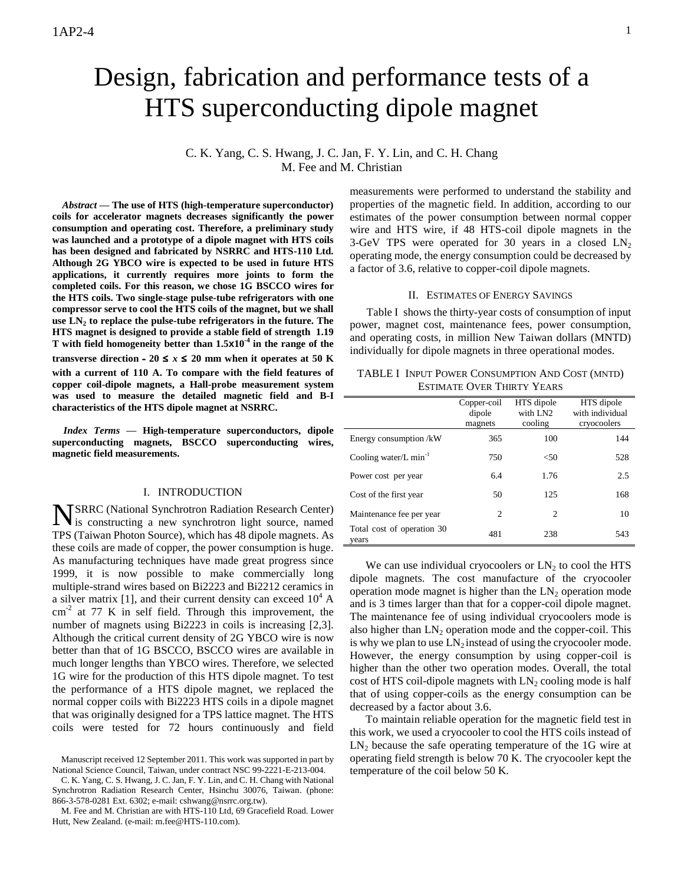# Design, fabrication and performance tests of a HTS superconducting dipole magnet

C. K. Yang, C. S. Hwang, J. C. Jan, F. Y. Lin, and C. H. Chang
M. Fee and M. Christian

***Abstract* — The use of HTS (high-temperature superconductor) coils for accelerator magnets decreases significantly the power consumption and operating cost. Therefore, a preliminary study was launched and a prototype of a dipole magnet with HTS coils has been designed and fabricated by NSRRC and HTS-110 Ltd. Although 2G YBCO wire is expected to be used in future HTS applications, it currently requires more joints to form the completed coils. For this reason, we chose 1G BSCCO wires for the HTS coils. Two single-stage pulse-tube refrigerators with one compressor serve to cool the HTS coils of the magnet, but we shall use $LN_2$ to replace the pulse-tube refrigerators in the future. The HTS magnet is designed to provide a stable field of strength 1.19 T with field homogeneity better than $1.5 \times 10^{-4}$ in the range of the transverse direction $-20 \leq x \leq 20$ mm when it operates at 50 K with a current of 110 A. To compare with the field features of copper coil-dipole magnets, a Hall-probe measurement system was used to measure the detailed magnetic field and B-I characteristics of the HTS dipole magnet at NSRRC.**

***Index Terms* — High-temperature superconductors, dipole superconducting magnets, BSCCO superconducting wires, magnetic field measurements.**

## I. INTRODUCTION

NSRRC (National Synchrotron Radiation Research Center) is constructing a new synchrotron light source, named TPS (Taiwan Photon Source), which has 48 dipole magnets. As these coils are made of copper, the power consumption is huge. As manufacturing techniques have made great progress since 1999, it is now possible to make commercially long multiple-strand wires based on Bi2223 and Bi2212 ceramics in a silver matrix [1], and their current density can exceed $10^4$ A $cm^{-2}$ at 77 K in self field. Through this improvement, the number of magnets using Bi2223 in coils is increasing [2,3]. Although the critical current density of 2G YBCO wire is now better than that of 1G BSCCO, BSCCO wires are available in much longer lengths than YBCO wires. Therefore, we selected 1G wire for the production of this HTS dipole magnet. To test the performance of a HTS dipole magnet, we replaced the normal copper coils with Bi2223 HTS coils in a dipole magnet that was originally designed for a TPS lattice magnet. The HTS coils were tested for 72 hours continuously and field measurements were performed to understand the stability and properties of the magnetic field. In addition, according to our estimates of the power consumption between normal copper wire and HTS wire, if 48 HTS-coil dipole magnets in the 3-GeV TPS were operated for 30 years in a closed $LN_2$ operating mode, the energy consumption could be decreased by a factor of 3.6, relative to copper-coil dipole magnets.

## II. ESTIMATES OF ENERGY SAVINGS

Table I shows the thirty-year costs of consumption of input power, magnet cost, maintenance fees, power consumption, and operating costs, in million New Taiwan dollars (MNTD) individually for dipole magnets in three operational modes.

TABLE I INPUT POWER CONSUMPTION AND COST (MNTD) ESTIMATE OVER THIRTY YEARS

| | Copper-coil dipole magnets | HTS dipole with LN2 cooling | HTS dipole with individual cryocoolers |
|---|---|---|---|
| Energy consumption /kW | 365 | 100 | 144 |
| Cooling water/L $min^{-1}$ | 750 | <50 | 528 |
| Power cost per year | 6.4 | 1.76 | 2.5 |
| Cost of the first year | 50 | 125 | 168 |
| Maintenance fee per year | 2 | 2 | 10 |
| Total cost of operation 30 years | 481 | 238 | 543 |

We can use individual cryocoolers or $LN_2$ to cool the HTS dipole magnets. The cost manufacture of the cryocooler operation mode magnet is higher than the $LN_2$ operation mode and is 3 times larger than that for a copper-coil dipole magnet. The maintenance fee of using individual cryocoolers mode is also higher than $LN_2$ operation mode and the copper-coil. This is why we plan to use $LN_2$ instead of using the cryocooler mode. However, the energy consumption by using copper-coil is higher than the other two operation modes. Overall, the total cost of HTS coil-dipole magnets with $LN_2$ cooling mode is half that of using copper-coils as the energy consumption can be decreased by a factor about 3.6.

To maintain reliable operation for the magnetic field test in this work, we used a cryocooler to cool the HTS coils instead of $LN_2$ because the safe operating temperature of the 1G wire at operating field strength is below 70 K. The cryocooler kept the temperature of the coil below 50 K.

Manuscript received 12 September 2011. This work was supported in part by National Science Council, Taiwan, under contract NSC 99-2221-E-213-004.

C. K. Yang, C. S. Hwang, J. C. Jan, F. Y. Lin, and C. H. Chang with National Synchrotron Radiation Research Center, Hsinchu 30076, Taiwan. (phone: 866-3-578-0281 Ext. 6302; e-mail: cshwang@nsrrc.org.tw).

M. Fee and M. Christian are with HTS-110 Ltd, 69 Gracefield Road. Lower Hutt, New Zealand. (e-mail: m.fee@HTS-110.com).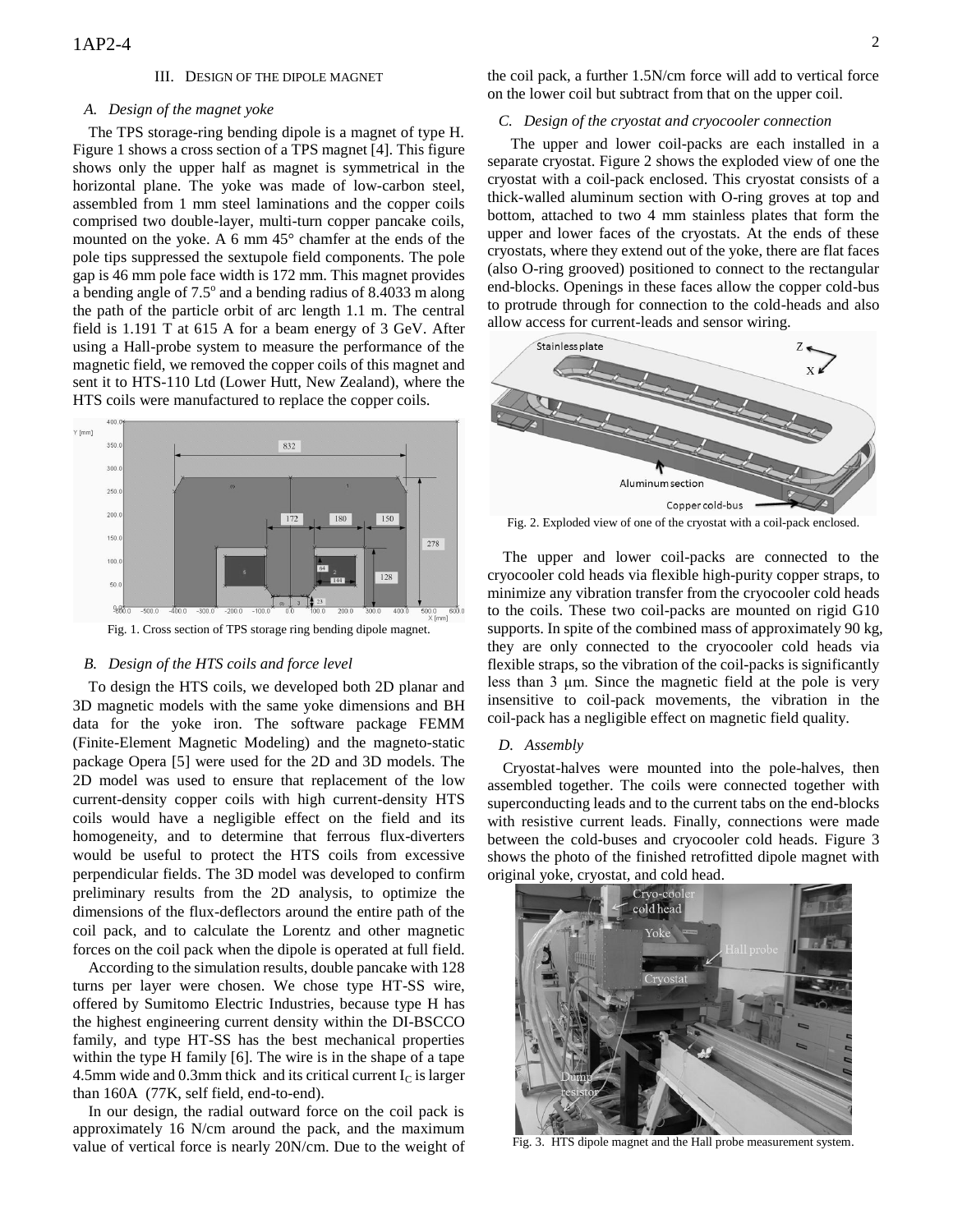## III. Design of the Dipole Magnet

### *A. Design of the magnet yoke*

The TPS storage-ring bending dipole is a magnet of type H. Figure 1 shows a cross section of a TPS magnet [4]. This figure shows only the upper half as magnet is symmetrical in the horizontal plane. The yoke was made of low-carbon steel, assembled from 1 mm steel laminations and the copper coils comprised two double-layer, multi-turn copper pancake coils, mounted on the yoke. A 6 mm 45° chamfer at the ends of the pole tips suppressed the sextupole field components. The pole gap is 46 mm pole face width is 172 mm. This magnet provides a bending angle of 7.5$^{o}$ and a bending radius of 8.4033 m along the path of the particle orbit of arc length 1.1 m. The central field is 1.191 T at 615 A for a beam energy of 3 GeV. After using a Hall-probe system to measure the performance of the magnetic field, we removed the copper coils of this magnet and sent it to HTS-110 Ltd (Lower Hutt, New Zealand), where the HTS coils were manufactured to replace the copper coils.

Fig. 1. Cross section of TPS storage ring bending dipole magnet.

### *B. Design of the HTS coils and force level*

To design the HTS coils, we developed both 2D planar and 3D magnetic models with the same yoke dimensions and BH data for the yoke iron. The software package FEMM (Finite-Element Magnetic Modeling) and the magneto-static package Opera [5] were used for the 2D and 3D models. The 2D model was used to ensure that replacement of the low current-density copper coils with high current-density HTS coils would have a negligible effect on the field and its homogeneity, and to determine that ferrous flux-diverters would be useful to protect the HTS coils from excessive perpendicular fields. The 3D model was developed to confirm preliminary results from the 2D analysis, to optimize the dimensions of the flux-deflectors around the entire path of the coil pack, and to calculate the Lorentz and other magnetic forces on the coil pack when the dipole is operated at full field.

According to the simulation results, double pancake with 128 turns per layer were chosen. We chose type HT-SS wire, offered by Sumitomo Electric Industries, because type H has the highest engineering current density within the DI-BSCCO family, and type HT-SS has the best mechanical properties within the type H family [6]. The wire is in the shape of a tape 4.5mm wide and 0.3mm thick and its critical current $I_C$ is larger than 160A (77K, self field, end-to-end).

In our design, the radial outward force on the coil pack is approximately 16 N/cm around the pack, and the maximum value of vertical force is nearly 20N/cm. Due to the weight of the coil pack, a further 1.5N/cm force will add to vertical force on the lower coil but subtract from that on the upper coil.

### *C. Design of the cryostat and cryocooler connection*

The upper and lower coil-packs are each installed in a separate cryostat. Figure 2 shows the exploded view of one the cryostat with a coil-pack enclosed. This cryostat consists of a thick-walled aluminum section with O-ring groves at top and bottom, attached to two 4 mm stainless plates that form the upper and lower faces of the cryostats. At the ends of these cryostats, where they extend out of the yoke, there are flat faces (also O-ring grooved) positioned to connect to the rectangular end-blocks. Openings in these faces allow the copper cold-bus to protrude through for connection to the cold-heads and also allow access for current-leads and sensor wiring.

Fig. 2. Exploded view of one of the cryostat with a coil-pack enclosed.

The upper and lower coil-packs are connected to the cryocooler cold heads via flexible high-purity copper straps, to minimize any vibration transfer from the cryocooler cold heads to the coils. These two coil-packs are mounted on rigid G10 supports. In spite of the combined mass of approximately 90 kg, they are only connected to the cryocooler cold heads via flexible straps, so the vibration of the coil-packs is significantly less than 3 μm. Since the magnetic field at the pole is very insensitive to coil-pack movements, the vibration in the coil-pack has a negligible effect on magnetic field quality.

### *D. Assembly*

Cryostat-halves were mounted into the pole-halves, then assembled together. The coils were connected together with superconducting leads and to the current tabs on the end-blocks with resistive current leads. Finally, connections were made between the cold-buses and cryocooler cold heads. Figure 3 shows the photo of the finished retrofitted dipole magnet with original yoke, cryostat, and cold head.

Fig. 3. HTS dipole magnet and the Hall probe measurement system.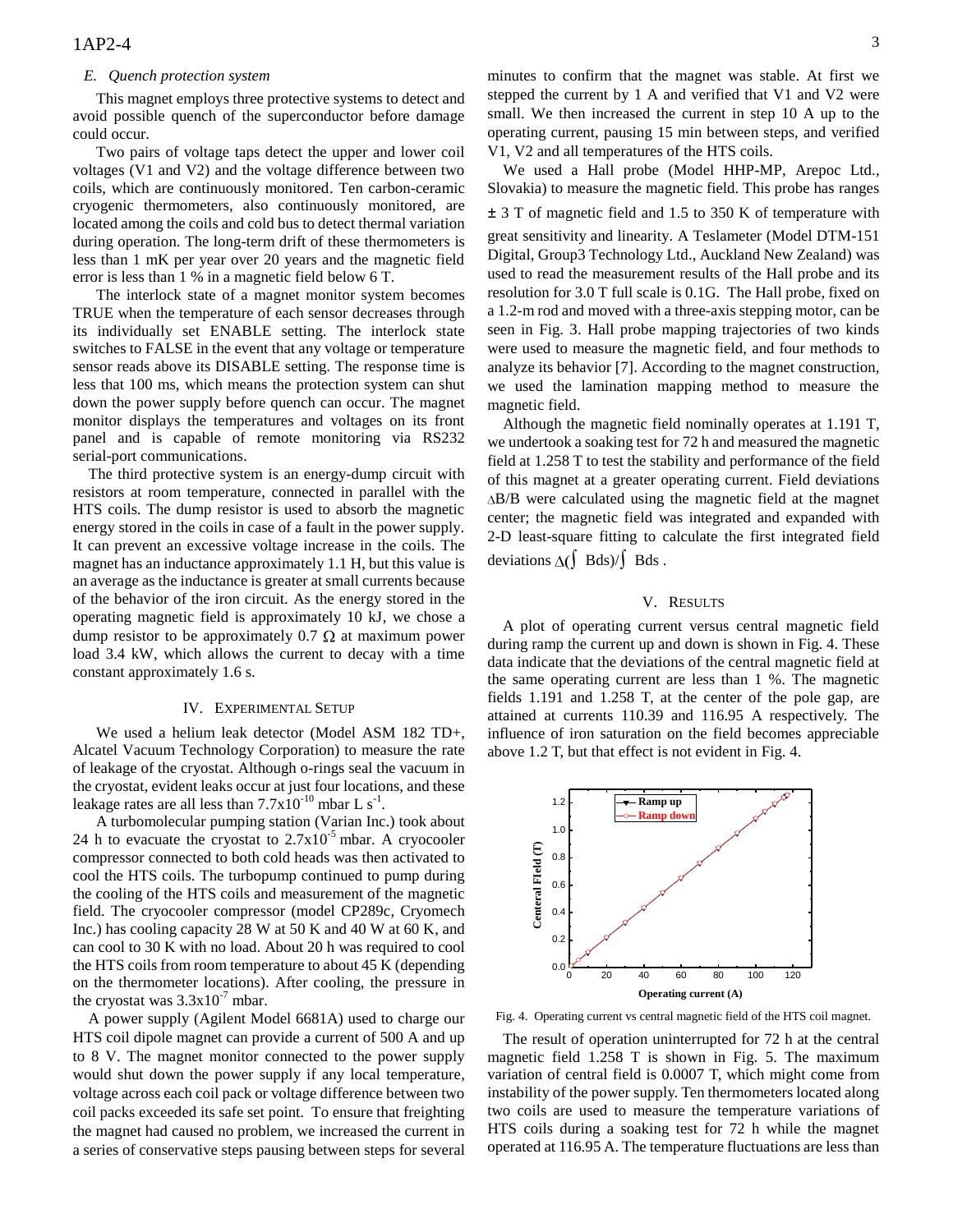### *E. Quench protection system*

This magnet employs three protective systems to detect and avoid possible quench of the superconductor before damage could occur.

Two pairs of voltage taps detect the upper and lower coil voltages (V1 and V2) and the voltage difference between two coils, which are continuously monitored. Ten carbon-ceramic cryogenic thermometers, also continuously monitored, are located among the coils and cold bus to detect thermal variation during operation. The long-term drift of these thermometers is less than 1 mK per year over 20 years and the magnetic field error is less than 1 % in a magnetic field below 6 T.

The interlock state of a magnet monitor system becomes TRUE when the temperature of each sensor decreases through its individually set ENABLE setting. The interlock state switches to FALSE in the event that any voltage or temperature sensor reads above its DISABLE setting. The response time is less that 100 ms, which means the protection system can shut down the power supply before quench can occur. The magnet monitor displays the temperatures and voltages on its front panel and is capable of remote monitoring via RS232 serial-port communications.

The third protective system is an energy-dump circuit with resistors at room temperature, connected in parallel with the HTS coils. The dump resistor is used to absorb the magnetic energy stored in the coils in case of a fault in the power supply. It can prevent an excessive voltage increase in the coils. The magnet has an inductance approximately 1.1 H, but this value is an average as the inductance is greater at small currents because of the behavior of the iron circuit. As the energy stored in the operating magnetic field is approximately 10 kJ, we chose a dump resistor to be approximately 0.7 $\Omega$ at maximum power load 3.4 kW, which allows the current to decay with a time constant approximately 1.6 s.

## IV. Experimental Setup

We used a helium leak detector (Model ASM 182 TD+, Alcatel Vacuum Technology Corporation) to measure the rate of leakage of the cryostat. Although o-rings seal the vacuum in the cryostat, evident leaks occur at just four locations, and these leakage rates are all less than $7.7\times10^{-10}$ mbar L s$^{-1}$.

A turbomolecular pumping station (Varian Inc.) took about 24 h to evacuate the cryostat to $2.7\times10^{-5}$ mbar. A cryocooler compressor connected to both cold heads was then activated to cool the HTS coils. The turbopump continued to pump during the cooling of the HTS coils and measurement of the magnetic field. The cryocooler compressor (model CP289c, Cryomech Inc.) has cooling capacity 28 W at 50 K and 40 W at 60 K, and can cool to 30 K with no load. About 20 h was required to cool the HTS coils from room temperature to about 45 K (depending on the thermometer locations). After cooling, the pressure in the cryostat was $3.3\times10^{-7}$ mbar.

A power supply (Agilent Model 6681A) used to charge our HTS coil dipole magnet can provide a current of 500 A and up to 8 V. The magnet monitor connected to the power supply would shut down the power supply if any local temperature, voltage across each coil pack or voltage difference between two coil packs exceeded its safe set point. To ensure that freighting the magnet had caused no problem, we increased the current in a series of conservative steps pausing between steps for several minutes to confirm that the magnet was stable. At first we stepped the current by 1 A and verified that V1 and V2 were small. We then increased the current in step 10 A up to the operating current, pausing 15 min between steps, and verified V1, V2 and all temperatures of the HTS coils.

We used a Hall probe (Model HHP-MP, Arepoc Ltd., Slovakia) to measure the magnetic field. This probe has ranges ± 3 T of magnetic field and 1.5 to 350 K of temperature with great sensitivity and linearity. A Teslameter (Model DTM-151 Digital, Group3 Technology Ltd., Auckland New Zealand) was used to read the measurement results of the Hall probe and its resolution for 3.0 T full scale is 0.1G. The Hall probe, fixed on a 1.2-m rod and moved with a three-axis stepping motor, can be seen in Fig. 3. Hall probe mapping trajectories of two kinds were used to measure the magnetic field, and four methods to analyze its behavior [7]. According to the magnet construction, we used the lamination mapping method to measure the magnetic field.

Although the magnetic field nominally operates at 1.191 T, we undertook a soaking test for 72 h and measured the magnetic field at 1.258 T to test the stability and performance of the field of this magnet at a greater operating current. Field deviations $\Delta B/B$ were calculated using the magnetic field at the magnet center; the magnetic field was integrated and expanded with 2-D least-square fitting to calculate the first integrated field deviations $\Delta(\int Bds)/\int Bds$.

## V. Results

A plot of operating current versus central magnetic field during ramp the current up and down is shown in Fig. 4. These data indicate that the deviations of the central magnetic field at the same operating current are less than 1 %. The magnetic fields 1.191 and 1.258 T, at the center of the pole gap, are attained at currents 110.39 and 116.95 A respectively. The influence of iron saturation on the field becomes appreciable above 1.2 T, but that effect is not evident in Fig. 4.

Fig. 4. Operating current vs central magnetic field of the HTS coil magnet.

The result of operation uninterrupted for 72 h at the central magnetic field 1.258 T is shown in Fig. 5. The maximum variation of central field is 0.0007 T, which might come from instability of the power supply. Ten thermometers located along two coils are used to measure the temperature variations of HTS coils during a soaking test for 72 h while the magnet operated at 116.95 A. The temperature fluctuations are less than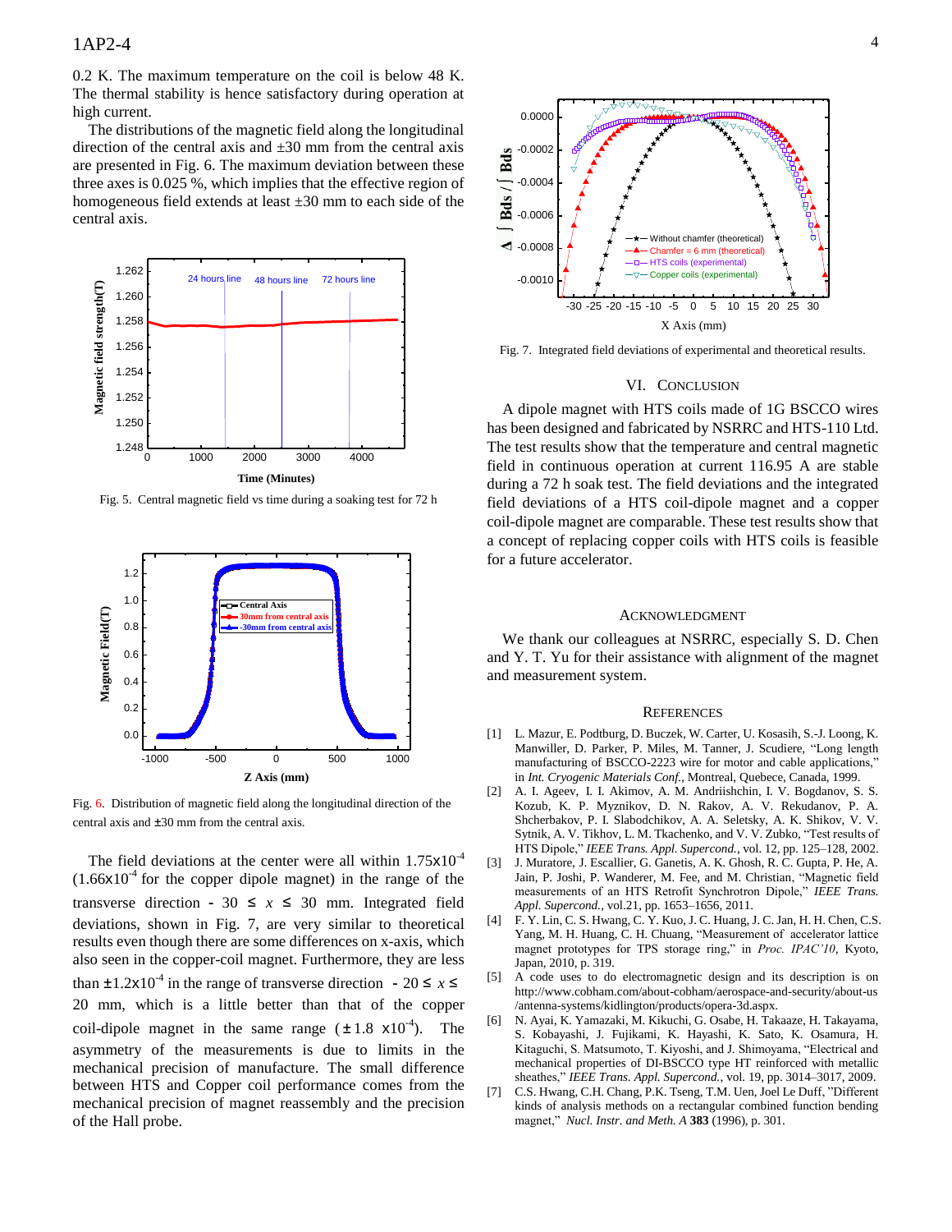0.2 K. The maximum temperature on the coil is below 48 K. The thermal stability is hence satisfactory during operation at high current.

The distributions of the magnetic field along the longitudinal direction of the central axis and ±30 mm from the central axis are presented in Fig. 6. The maximum deviation between these three axes is 0.025 %, which implies that the effective region of homogeneous field extends at least ±30 mm to each side of the central axis.

Magnetic field strength(T)
1.262
1.260
1.258
1.256
1.254
1.252
1.250
1.248
24 hours line
48 hours line
72 hours line
0
1000
2000
3000
4000
Time (Minutes)

Fig. 5. Central magnetic field vs time during a soaking test for 72 h

Magnetic Field(T)
1.2
1.0
0.8
0.6
0.4
0.2
0.0
Central Axis
30mm from central axis
-30mm from central axis
-1000
-500
0
500
1000
Z Axis (mm)

Fig. 6. Distribution of magnetic field along the longitudinal direction of the central axis and ±30 mm from the central axis.

The field deviations at the center were all within $1.75 \times 10^{-4}$ ($1.66 \times 10^{-4}$ for the copper dipole magnet) in the range of the transverse direction $-30 \le x \le 30$ mm. Integrated field deviations, shown in Fig. 7, are very similar to theoretical results even though there are some differences on x-axis, which also seen in the copper-coil magnet. Furthermore, they are less than $\pm 1.2 \times 10^{-4}$ in the range of transverse direction $-20 \le x \le 20$ mm, which is a little better than that of the copper coil-dipole magnet in the same range ($\pm 1.8 \times 10^{-4}$). The asymmetry of the measurements is due to limits in the mechanical precision of manufacture. The small difference between HTS and Copper coil performance comes from the mechanical precision of magnet reassembly and the precision of the Hall probe.

Δ ∫ Bds / ∫ Bds
0.0000
-0.0002
-0.0004
-0.0006
-0.0008
-0.0010
Without chamfer (theoretical)
Chamfer = 6 mm (theoretical)
HTS coils (experimental)
Copper coils (experimental)
-30 -25 -20 -15 -10 -5 0 5 10 15 20 25 30
X Axis (mm)

Fig. 7. Integrated field deviations of experimental and theoretical results.

## VI. Conclusion

A dipole magnet with HTS coils made of 1G BSCCO wires has been designed and fabricated by NSRRC and HTS-110 Ltd. The test results show that the temperature and central magnetic field in continuous operation at current 116.95 A are stable during a 72 h soak test. The field deviations and the integrated field deviations of a HTS coil-dipole magnet and a copper coil-dipole magnet are comparable. These test results show that a concept of replacing copper coils with HTS coils is feasible for a future accelerator.

## Acknowledgment

We thank our colleagues at NSRRC, especially S. D. Chen and Y. T. Yu for their assistance with alignment of the magnet and measurement system.

## References

[1] L. Mazur, E. Podtburg, D. Buczek, W. Carter, U. Kosasih, S.-J. Loong, K. Manwiller, D. Parker, P. Miles, M. Tanner, J. Scudiere, "Long length manufacturing of BSCCO-2223 wire for motor and cable applications," in *Int. Cryogenic Materials Conf.*, Montreal, Quebece, Canada, 1999.

[2] A. I. Ageev, I. I. Akimov, A. M. Andriishchin, I. V. Bogdanov, S. S. Kozub, K. P. Myznikov, D. N. Rakov, A. V. Rekudanov, P. A. Shcherbakov, P. I. Slabodchikov, A. A. Seletsky, A. K. Shikov, V. V. Sytnik, A. V. Tikhov, L. M. Tkachenko, and V. V. Zubko, "Test results of HTS Dipole," *IEEE Trans. Appl. Supercond.*, vol. 12, pp. 125–128, 2002.

[3] J. Muratore, J. Escallier, G. Ganetis, A. K. Ghosh, R. C. Gupta, P. He, A. Jain, P. Joshi, P. Wanderer, M. Fee, and M. Christian, "Magnetic field measurements of an HTS Retrofit Synchrotron Dipole," *IEEE Trans. Appl. Supercond.*, vol.21, pp. 1653–1656, 2011.

[4] F. Y. Lin, C. S. Hwang, C. Y. Kuo, J. C. Huang, J. C. Jan, H. H. Chen, C.S. Yang, M. H. Huang, C. H. Chuang, "Measurement of accelerator lattice magnet prototypes for TPS storage ring," in *Proc. IPAC'10*, Kyoto, Japan, 2010, p. 319.

[5] A code uses to do electromagnetic design and its description is on http://www.cobham.com/about-cobham/aerospace-and-security/about-us/antenna-systems/kidlington/products/opera-3d.aspx.

[6] N. Ayai, K. Yamazaki, M. Kikuchi, G. Osabe, H. Takaaze, H. Takayama, S. Kobayashi, J. Fujikami, K. Hayashi, K. Sato, K. Osamura, H. Kitaguchi, S. Matsumoto, T. Kiyoshi, and J. Shimoyama, "Electrical and mechanical properties of DI-BSCCO type HT reinforced with metallic sheathes," *IEEE Trans. Appl. Supercond.*, vol. 19, pp. 3014–3017, 2009.

[7] C.S. Hwang, C.H. Chang, P.K. Tseng, T.M. Uen, Joel Le Duff, "Different kinds of analysis methods on a rectangular combined function bending magnet," *Nucl. Instr. and Meth. A* **383** (1996), p. 301.